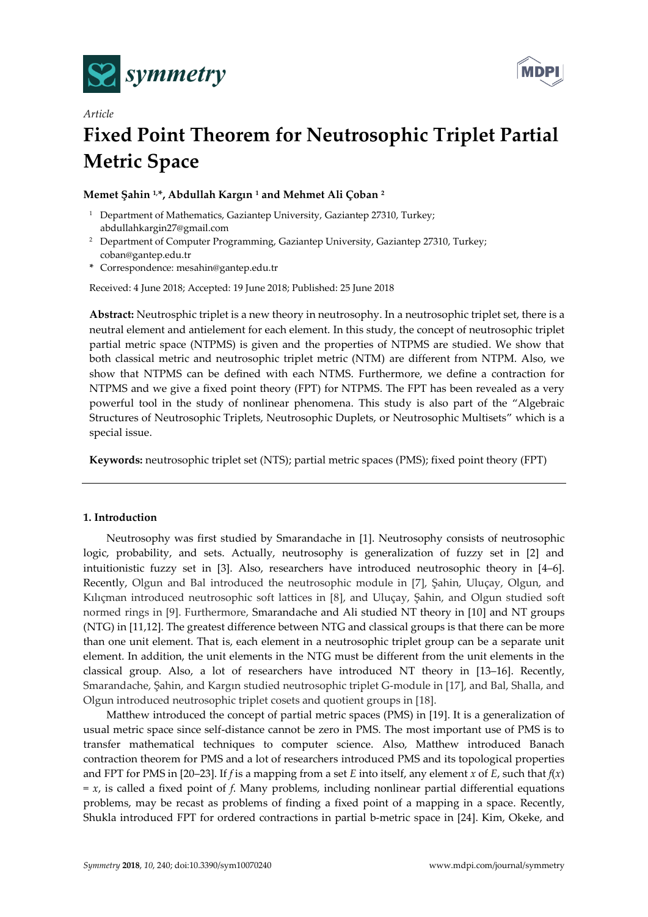*Article*

# Fixed Point Theorem for Neutrosophic Triplet Partial Metric Space

**Memet Şahin [1,*], Abdullah Kargın [1] and Mehmet Ali Çoban [2]**

[1] Department of Mathematics, Gaziantep University, Gaziantep 27310, Turkey; abdullahkargin27@gmail.com

[2] Department of Computer Programming, Gaziantep University, Gaziantep 27310, Turkey; coban@gantep.edu.tr

\* Correspondence: mesahin@gantep.edu.tr

Received: 4 June 2018; Accepted: 19 June 2018; Published: 25 June 2018

**Abstract:** Neutrosphic triplet is a new theory in neutrosophy. In a neutrosophic triplet set, there is a neutral element and antielement for each element. In this study, the concept of neutrosophic triplet partial metric space (NTPMS) is given and the properties of NTPMS are studied. We show that both classical metric and neutrosophic triplet metric (NTM) are different from NTPM. Also, we show that NTPMS can be defined with each NTMS. Furthermore, we define a contraction for NTPMS and we give a fixed point theory (FPT) for NTPMS. The FPT has been revealed as a very powerful tool in the study of nonlinear phenomena. This study is also part of the "Algebraic Structures of Neutrosophic Triplets, Neutrosophic Duplets, or Neutrosophic Multisets" which is a special issue.

**Keywords:** neutrosophic triplet set (NTS); partial metric spaces (PMS); fixed point theory (FPT)

## 1. Introduction

Neutrosophy was first studied by Smarandache in [1]. Neutrosophy consists of neutrosophic logic, probability, and sets. Actually, neutrosophy is generalization of fuzzy set in [2] and intuitionistic fuzzy set in [3]. Also, researchers have introduced neutrosophic theory in [4–6]. Recently, Olgun and Bal introduced the neutrosophic module in [7], Şahin, Uluçay, Olgun, and Kılıçman introduced neutrosophic soft lattices in [8], and Uluçay, Şahin, and Olgun studied soft normed rings in [9]. Furthermore, Smarandache and Ali studied NT theory in [10] and NT groups (NTG) in [11,12]. The greatest difference between NTG and classical groups is that there can be more than one unit element. That is, each element in a neutrosophic triplet group can be a separate unit element. In addition, the unit elements in the NTG must be different from the unit elements in the classical group. Also, a lot of researchers have introduced NT theory in [13–16]. Recently, Smarandache, Şahin, and Kargın studied neutrosophic triplet G-module in [17], and Bal, Shalla, and Olgun introduced neutrosophic triplet cosets and quotient groups in [18].

Matthew introduced the concept of partial metric spaces (PMS) in [19]. It is a generalization of usual metric space since self-distance cannot be zero in PMS. The most important use of PMS is to transfer mathematical techniques to computer science. Also, Matthew introduced Banach contraction theorem for PMS and a lot of researchers introduced PMS and its topological properties and FPT for PMS in [20–23]. If $f$ is a mapping from a set $E$ into itself, any element $x$ of $E$, such that $f(x) = x$, is called a fixed point of $f$. Many problems, including nonlinear partial differential equations problems, may be recast as problems of finding a fixed point of a mapping in a space. Recently, Shukla introduced FPT for ordered contractions in partial b-metric space in [24]. Kim, Okeke, and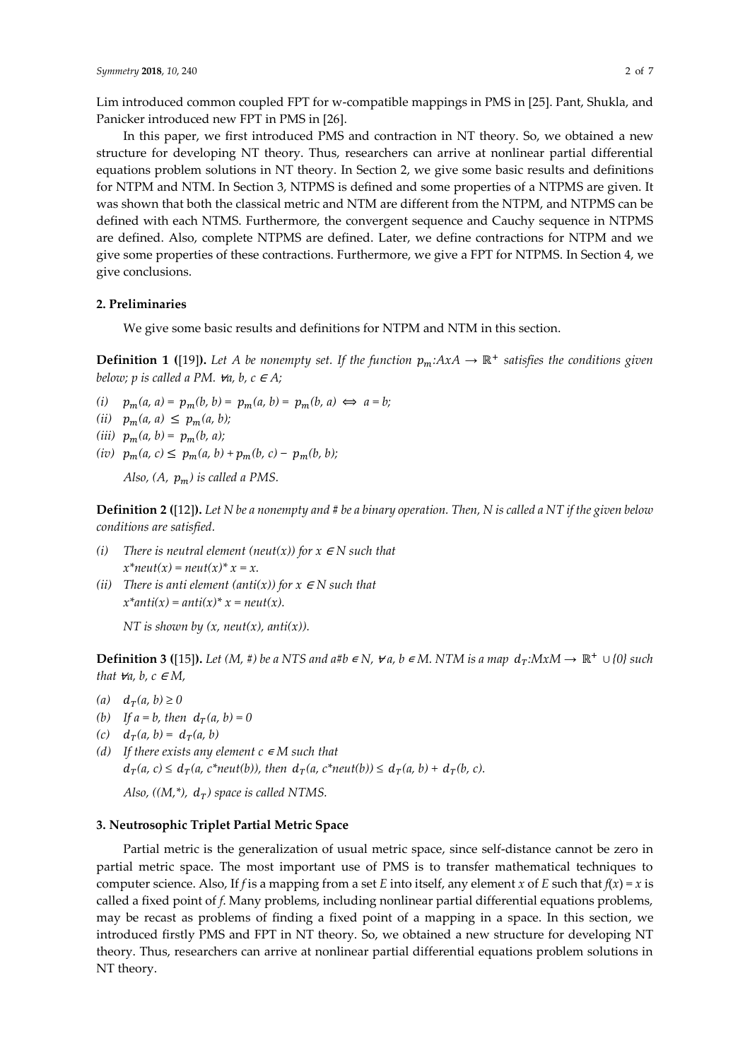Lim introduced common coupled FPT for w-compatible mappings in PMS in [25]. Pant, Shukla, and Panicker introduced new FPT in PMS in [26].

In this paper, we first introduced PMS and contraction in NT theory. So, we obtained a new structure for developing NT theory. Thus, researchers can arrive at nonlinear partial differential equations problem solutions in NT theory. In Section 2, we give some basic results and definitions for NTPM and NTM. In Section 3, NTPMS is defined and some properties of a NTPMS are given. It was shown that both the classical metric and NTM are different from the NTPM, and NTPMS can be defined with each NTMS. Furthermore, the convergent sequence and Cauchy sequence in NTPMS are defined. Also, complete NTPMS are defined. Later, we define contractions for NTPM and we give some properties of these contractions. Furthermore, we give a FPT for NTPMS. In Section 4, we give conclusions.

## 2. Preliminaries

We give some basic results and definitions for NTPM and NTM in this section.

**Definition 1 (**[19]**).** *Let A be nonempty set. If the function $p_m$:AxA $\rightarrow \mathbb{R}^+$ satisfies the conditions given below; p is called a PM. ∀a, b, c ∈ A;*

*(i)* $p_m(a, a) = p_m(b, b) = p_m(a, b) = p_m(b, a) \iff a = b$;

*(ii)* $p_m(a, a) \leq p_m(a, b)$;

*(iii)* $p_m(a, b) = p_m(b, a)$;

*(iv)* $p_m(a, c) \leq p_m(a, b) + p_m(b, c) - p_m(b, b)$;

*Also, (A, $p_m$) is called a PMS.*

**Definition 2 (**[12]**).** *Let N be a nonempty and # be a binary operation. Then, N is called a NT if the given below conditions are satisfied.*

*(i) There is neutral element (neut(x)) for x ∈ N such that x\*neut(x) = neut(x)\* x = x.*

*(ii) There is anti element (anti(x)) for x ∈ N such that x\*anti(x) = anti(x)\* x = neut(x).*

*NT is shown by (x, neut(x), anti(x)).*

**Definition 3 (**[15]**).** *Let (M, #) be a NTS and a#b ∈ N, ∀ a, b ∈ M. NTM is a map $d_T$:MxM $\rightarrow \mathbb{R}^+ \cup \{0\}$ such that ∀a, b, c ∈ M,*

*(a)* $d_T(a, b) \geq 0$

*(b)* If a = b, then $d_T(a, b) = 0$

*(c)* $d_T(a, b) = d_T(a, b)$

*(d)* If there exists any element c ∈ M such that $d_T(a, c) \leq d_T(a, c*neut(b))$, then $d_T(a, c*neut(b)) \leq d_T(a, b) + d_T(b, c)$.

*Also, ((M,\*), $d_T$) space is called NTMS.*

## 3. Neutrosophic Triplet Partial Metric Space

Partial metric is the generalization of usual metric space, since self-distance cannot be zero in partial metric space. The most important use of PMS is to transfer mathematical techniques to computer science. Also, If *f* is a mapping from a set *E* into itself, any element *x* of *E* such that *f*(*x*) = *x* is called a fixed point of *f*. Many problems, including nonlinear partial differential equations problems, may be recast as problems of finding a fixed point of a mapping in a space. In this section, we introduced firstly PMS and FPT in NT theory. So, we obtained a new structure for developing NT theory. Thus, researchers can arrive at nonlinear partial differential equations problem solutions in NT theory.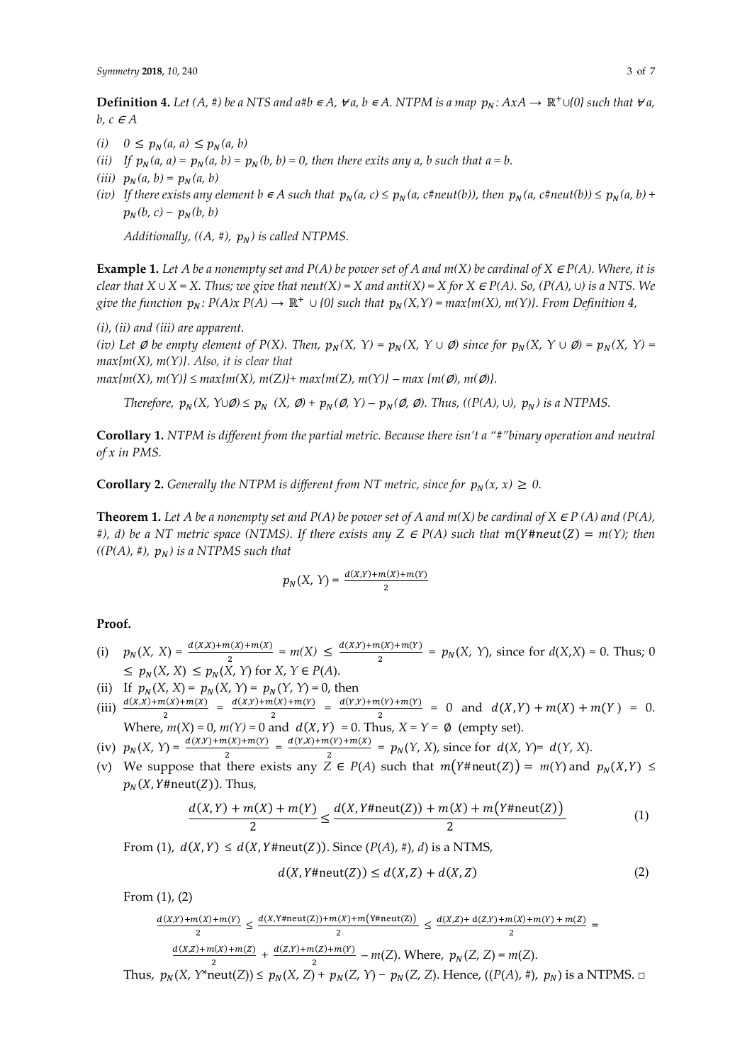**Definition 4.** *Let (A, #) be a NTS and $a\#b \in A$, $\forall a, b \in A$. NTPM is a map $p_N: AxA \rightarrow \mathbb{R}^+ \cup \{0\}$ such that $\forall a, b, c \in A$*

*(i)* $0 \leq p_N(a, a) \leq p_N(a, b)$

*(ii)* *If $p_N(a, a) = p_N(a, b) = p_N(b, b) = 0$, then there exits any a, b such that a = b.*

*(iii)* $p_N(a, b) = p_N(a, b)$

*(iv)* *If there exists any element $b \in A$ such that $p_N(a, c) \leq p_N(a, c\#neut(b))$, then $p_N(a, c\#neut(b)) \leq p_N(a, b) + p_N(b, c) - p_N(b, b)$*

*Additionally, ((A, #), $p_N$) is called NTPMS.*

**Example 1.** *Let A be a nonempty set and P(A) be power set of A and m(X) be cardinal of $X \in P(A)$. Where, it is clear that $X \cup X = X$. Thus; we give that neut(X) = X and anti(X) = X for $X \in P(A)$. So, $(P(A), \cup)$ is a NTS. We give the function $p_N: P(A)x\, P(A) \rightarrow \mathbb{R}^+ \cup \{0\}$ such that $p_N(X,Y) = max\{m(X), m(Y)\}$. From Definition 4,*

*(i), (ii) and (iii) are apparent.*

*(iv) Let $\emptyset$ be empty element of P(X). Then, $p_N(X, Y) = p_N(X, Y \cup \emptyset)$ since for $p_N(X, Y \cup \emptyset) = p_N(X, Y) = max\{m(X), m(Y)\}$. Also, it is clear that*

*$max\{m(X), m(Y)\} \leq max\{m(X), m(Z)\} + max\{m(Z), m(Y)\} - max\{m(\emptyset), m(\emptyset)\}$.*

*Therefore, $p_N(X, Y\cup\emptyset) \leq p_N(X, \emptyset) + p_N(\emptyset, Y) - p_N(\emptyset, \emptyset)$. Thus, $((P(A), \cup), p_N)$ is a NTPMS.*

**Corollary 1.** *NTPM is different from the partial metric. Because there isn't a "#"binary operation and neutral of x in PMS.*

**Corollary 2.** *Generally the NTPM is different from NT metric, since for $p_N(x, x) \geq 0$.*

**Theorem 1.** *Let A be a nonempty set and P(A) be power set of A and m(X) be cardinal of $X \in P(A)$ and (P(A), #), d) be a NT metric space (NTMS). If there exists any $Z \in P(A)$ such that $m(Y\#neut(Z)) = m(Y)$; then ((P(A), #), $p_N$) is a NTPMS such that*

$$p_N(X, Y) = \frac{d(X,Y)+m(X)+m(Y)}{2}$$

**Proof.**

(i) $p_N(X, X) = \frac{d(X,X)+m(X)+m(X)}{2} = m(X) \leq \frac{d(X,Y)+m(X)+m(Y)}{2} = p_N(X, Y)$, since for $d(X,X) = 0$. Thus; $0 \leq p_N(X, X) \leq p_N(X, Y)$ for $X, Y \in P(A)$.

(ii) If $p_N(X, X) = p_N(X, Y) = p_N(Y, Y) = 0$, then

(iii) $\frac{d(X,X)+m(X)+m(X)}{2} = \frac{d(X,Y)+m(X)+m(Y)}{2} = \frac{d(Y,Y)+m(Y)+m(Y)}{2} = 0$ and $d(X,Y) + m(X) + m(Y) = 0$. Where, $m(X) = 0$, $m(Y) = 0$ and $d(X,Y) = 0$. Thus, $X = Y = \emptyset$ (empty set).

(iv) $p_N(X, Y) = \frac{d(X,Y)+m(X)+m(Y)}{2} = \frac{d(Y,X)+m(Y)+m(X)}{2} = p_N(Y, X)$, since for $d(X, Y) = d(Y, X)$.

(v) We suppose that there exists any $Z \in P(A)$ such that $m(Y\#\text{neut}(Z)) = m(Y)$ and $p_N(X,Y) \leq p_N(X, Y\#\text{neut}(Z))$. Thus,

$$\frac{d(X,Y)+m(X)+m(Y)}{2} \leq \frac{d(X,Y\#\text{neut}(Z))+m(X)+m(Y\#\text{neut}(Z))}{2} \tag{1}$$

From (1), $d(X,Y) \leq d(X, Y\#\text{neut}(Z))$. Since $(P(A), \#), d)$ is a NTMS,

$$d(X, Y\#\text{neut}(Z)) \leq d(X,Z) + d(X,Z) \tag{2}$$

From (1), (2)

$$\frac{d(X,Y)+m(X)+m(Y)}{2} \leq \frac{d(X,Y\#\text{neut}(Z))+m(X)+m(Y\#\text{neut}(Z))}{2} \leq \frac{d(X,Z)+d(Z,Y)+m(X)+m(Y)+m(Z)}{2} =$$

$$\frac{d(X,Z)+m(X)+m(Z)}{2} + \frac{d(Z,Y)+m(Z)+m(Y)}{2} - m(Z). \text{ Where, } p_N(Z, Z) = m(Z).$$

Thus, $p_N(X, Y^*\text{neut}(Z)) \leq p_N(X, Z) + p_N(Z, Y) - p_N(Z, Z)$. Hence, $((P(A), \#), p_N)$ is a NTPMS. □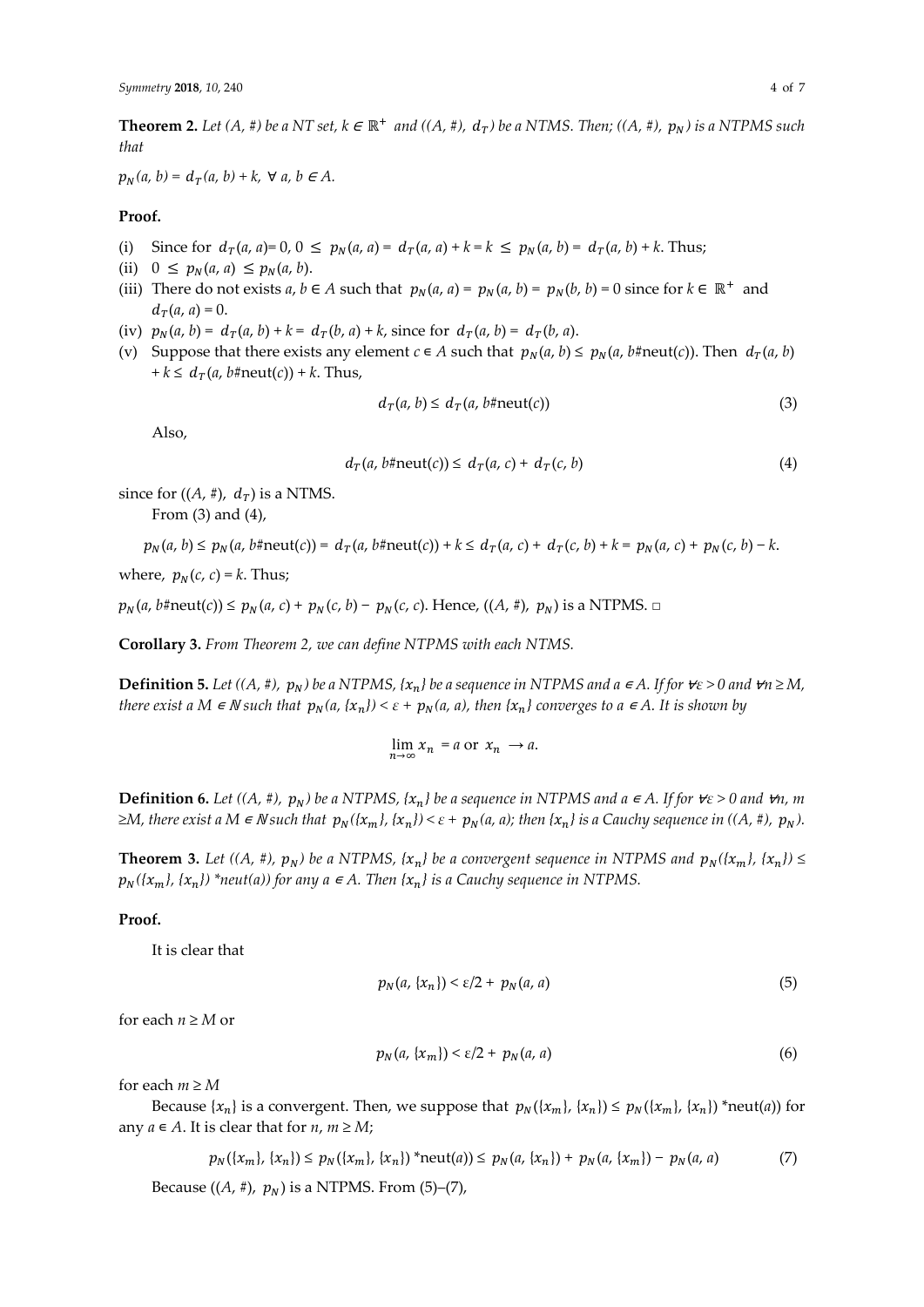**Theorem 2.** *Let $(A, \#)$ be a NT set, $k \in \mathbb{R}^+$ and $((A, \#), d_T)$ be a NTMS. Then; $((A, \#), p_N)$ is a NTPMS such that*

$p_N(a, b) = d_T(a, b) + k$, $\forall$ $a, b \in A$.

**Proof.**

(i) Since for $d_T(a, a) = 0$, $0 \le p_N(a, a) = d_T(a, a) + k = k \le p_N(a, b) = d_T(a, b) + k$. Thus;

(ii) $0 \le p_N(a, a) \le p_N(a, b)$.

(iii) There do not exists $a, b \in A$ such that $p_N(a, a) = p_N(a, b) = p_N(b, b) = 0$ since for $k \in \mathbb{R}^+$ and $d_T(a, a) = 0$.

(iv) $p_N(a, b) = d_T(a, b) + k = d_T(b, a) + k$, since for $d_T(a, b) = d_T(b, a)$.

(v) Suppose that there exists any element $c \in A$ such that $p_N(a, b) \le p_N(a, b\#\text{neut}(c))$. Then $d_T(a, b) + k \le d_T(a, b\#\text{neut}(c)) + k$. Thus,

$$d_T(a, b) \le d_T(a, b\#\text{neut}(c)) \tag{3}$$

Also,

$$d_T(a, b\#\text{neut}(c)) \le d_T(a, c) + d_T(c, b) \tag{4}$$

since for $((A, \#), d_T)$ is a NTMS.

From (3) and (4),

$$p_N(a, b) \le p_N(a, b\#\text{neut}(c)) = d_T(a, b\#\text{neut}(c)) + k \le d_T(a, c) + d_T(c, b) + k = p_N(a, c) + p_N(c, b) - k.$$

where, $p_N(c, c) = k$. Thus;

$p_N(a, b\#\text{neut}(c)) \le p_N(a, c) + p_N(c, b) - p_N(c, c)$. Hence, $((A, \#), p_N)$ is a NTPMS. □

**Corollary 3.** *From Theorem 2, we can define NTPMS with each NTMS.*

**Definition 5.** *Let $((A, \#), p_N)$ be a NTPMS, $\{x_n\}$ be a sequence in NTPMS and $a \in A$. If for $\forall \varepsilon > 0$ and $\forall n \ge M$, there exist a $M \in \mathbb{N}$ such that $p_N(a, \{x_n\}) < \varepsilon + p_N(a, a)$, then $\{x_n\}$ converges to $a \in A$. It is shown by*

$$\lim_{n \to \infty} x_n = a \text{ or } x_n \to a.$$

**Definition 6.** *Let $((A, \#), p_N)$ be a NTPMS, $\{x_n\}$ be a sequence in NTPMS and $a \in A$. If for $\forall \varepsilon > 0$ and $\forall n, m \ge M$, there exist a $M \in \mathbb{N}$ such that $p_N(\{x_m\}, \{x_n\}) < \varepsilon + p_N(a, a)$; then $\{x_n\}$ is a Cauchy sequence in $((A, \#), p_N)$.*

**Theorem 3.** *Let $((A, \#), p_N)$ be a NTPMS, $\{x_n\}$ be a convergent sequence in NTPMS and $p_N(\{x_m\}, \{x_n\}) \le p_N(\{x_m\}, \{x_n\})$ *neut$(a))$ for any $a \in A$. Then $\{x_n\}$ is a Cauchy sequence in NTPMS.*

**Proof.**

It is clear that

$$p_N(a, \{x_n\}) < \varepsilon/2 + p_N(a, a) \tag{5}$$

for each $n \ge M$ or

$$p_N(a, \{x_m\}) < \varepsilon/2 + p_N(a, a) \tag{6}$$

for each $m \ge M$

Because $\{x_n\}$ is a convergent. Then, we suppose that $p_N(\{x_m\}, \{x_n\}) \le p_N(\{x_m\}, \{x_n\})$ *neut$(a))$ for any $a \in A$. It is clear that for $n, m \ge M$;

$$p_N(\{x_m\}, \{x_n\}) \le p_N(\{x_m\}, \{x_n\}) \text{*neut}(a)) \le p_N(a, \{x_n\}) + p_N(a, \{x_m\}) - p_N(a, a) \tag{7}$$

Because $((A, \#), p_N)$ is a NTPMS. From (5)–(7),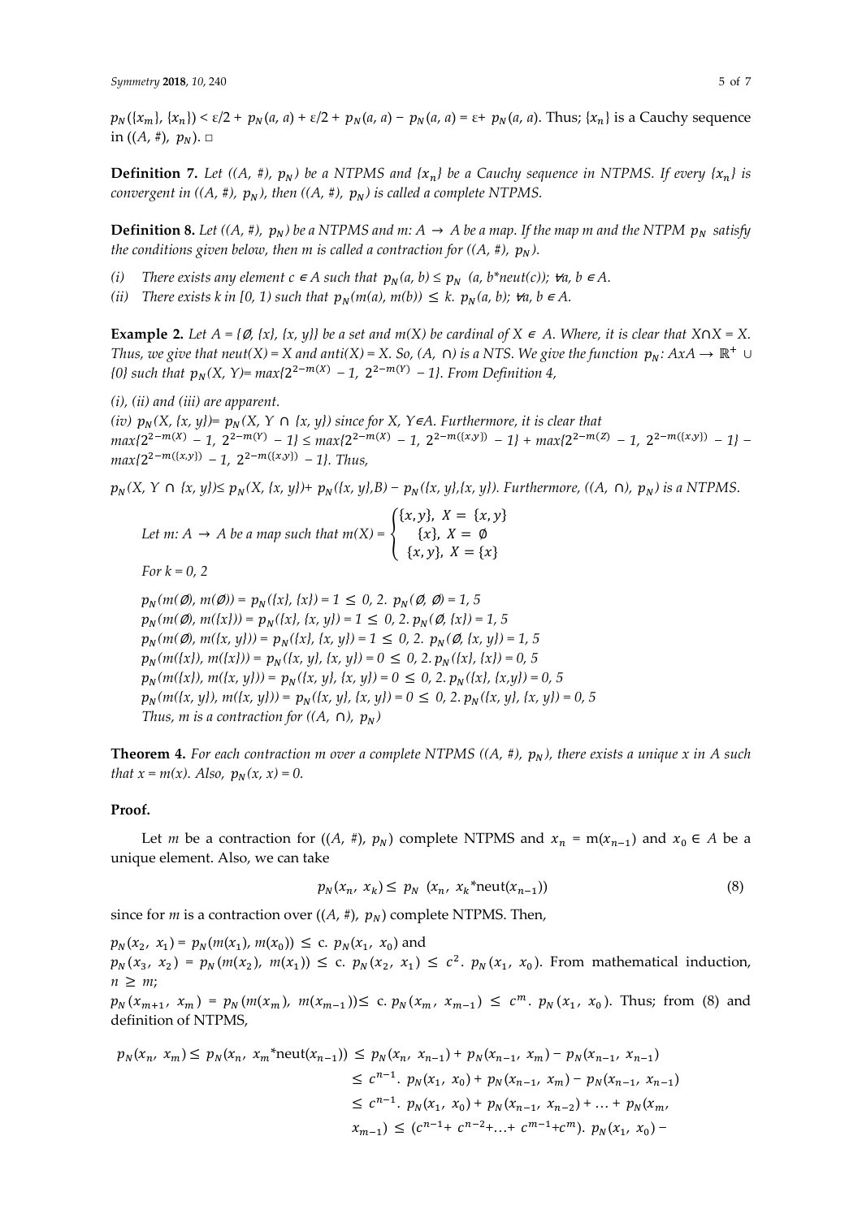$p_N(\{x_m\}, \{x_n\}) < \varepsilon/2 + p_N(a, a) + \varepsilon/2 + p_N(a, a) - p_N(a, a) = \varepsilon + p_N(a, a)$. Thus; $\{x_n\}$ is a Cauchy sequence in $((A, \#), p_N)$. □

**Definition 7.** *Let $((A, \#), p_N)$ be a NTPMS and $\{x_n\}$ be a Cauchy sequence in NTPMS. If every $\{x_n\}$ is convergent in $((A, \#), p_N)$, then $((A, \#), p_N)$ is called a complete NTPMS.*

**Definition 8.** *Let $((A, \#), p_N)$ be a NTPMS and $m: A \to A$ be a map. If the map m and the NTPM $p_N$ satisfy the conditions given below, then m is called a contraction for $((A, \#), p_N)$.*

*(i) There exists any element $c \in A$ such that $p_N(a, b) \leq p_N(a, b*neut(c))$; $\forall a, b \in A$.*

*(ii) There exists k in [0, 1) such that $p_N(m(a), m(b)) \leq k.\ p_N(a, b)$; $\forall a, b \in A$.*

**Example 2.** *Let $A = \{\emptyset, \{x\}, \{x, y\}\}$ be a set and $m(X)$ be cardinal of $X \in A$. Where, it is clear that $X \cap X = X$. Thus, we give that $neut(X) = X$ and $anti(X) = X$. So, $(A, \cap)$ is a NTS. We give the function $p_N: AxA \to \mathbb{R}^+ \cup \{0\}$ such that $p_N(X, Y) = max\{2^{2-m(X)} - 1, 2^{2-m(Y)} - 1\}$. From Definition 4,*

*(i), (ii) and (iii) are apparent.*

*(iv) $p_N(X, \{x, y\}) = p_N(X, Y \cap \{x, y\})$ since for $X, Y \in A$. Furthermore, it is clear that $max\{2^{2-m(X)} - 1, 2^{2-m(Y)} - 1\} \leq max\{2^{2-m(X)} - 1, 2^{2-m(\{x,y\})} - 1\} + max\{2^{2-m(Z)} - 1, 2^{2-m(\{x,y\})} - 1\} - max\{2^{2-m(\{x,y\})} - 1, 2^{2-m(\{x,y\})} - 1\}$. Thus,*

*$p_N(X, Y \cap \{x, y\}) \leq p_N(X, \{x, y\}) + p_N(\{x, y\}, B) - p_N(\{x, y\}, \{x, y\})$. Furthermore, $((A, \cap), p_N)$ is a NTPMS.*

*Let $m: A \to A$ be a map such that* $m(X) = \begin{cases} \{x, y\}, & X = \{x, y\} \\ \{x\}, & X = \emptyset \\ \{x, y\}, & X = \{x\} \end{cases}$

*For k = 0, 2*

*$p_N(m(\emptyset), m(\emptyset)) = p_N(\{x\}, \{x\}) = 1 \leq 0, 2.\ p_N(\emptyset, \emptyset) = 1, 5$*
*$p_N(m(\emptyset), m(\{x\})) = p_N(\{x\}, \{x, y\}) = 1 \leq 0, 2.\ p_N(\emptyset, \{x\}) = 1, 5$*
*$p_N(m(\emptyset), m(\{x, y\})) = p_N(\{x\}, \{x, y\}) = 1 \leq 0, 2.\ p_N(\emptyset, \{x, y\}) = 1, 5$*
*$p_N(m(\{x\}), m(\{x\})) = p_N(\{x, y\}, \{x, y\}) = 0 \leq 0, 2.\ p_N(\{x\}, \{x\}) = 0, 5$*
*$p_N(m(\{x\}), m(\{x, y\})) = p_N(\{x, y\}, \{x, y\}) = 0 \leq 0, 2.\ p_N(\{x\}, \{x, y\}) = 0, 5$*
*$p_N(m(\{x, y\}), m(\{x, y\})) = p_N(\{x, y\}, \{x, y\}) = 0 \leq 0, 2.\ p_N(\{x, y\}, \{x, y\}) = 0, 5$*
*Thus, m is a contraction for $((A, \cap), p_N)$*

**Theorem 4.** *For each contraction m over a complete NTPMS $((A, \#), p_N)$, there exists a unique x in A such that $x = m(x)$. Also, $p_N(x, x) = 0$.*

**Proof.**

Let $m$ be a contraction for $((A, \#), p_N)$ complete NTPMS and $x_n = m(x_{n-1})$ and $x_0 \in A$ be a unique element. Also, we can take

$$p_N(x_n, x_k) \leq p_N(x_n, x_k{*}\text{neut}(x_{n-1})) \tag{8}$$

since for $m$ is a contraction over $((A, \#), p_N)$ complete NTPMS. Then,

$p_N(x_2, x_1) = p_N(m(x_1), m(x_0)) \leq c.\ p_N(x_1, x_0)$ and
$p_N(x_3, x_2) = p_N(m(x_2), m(x_1)) \leq c.\ p_N(x_2, x_1) \leq c^2.\ p_N(x_1, x_0)$. From mathematical induction, $n \geq m$;
$p_N(x_{m+1}, x_m) = p_N(m(x_m), m(x_{m-1})) \leq c.\ p_N(x_m, x_{m-1}) \leq c^m.\ p_N(x_1, x_0)$. Thus; from (8) and definition of NTPMS,

$$\begin{aligned} p_N(x_n, x_m) \leq p_N(x_n, x_m{*}\text{neut}(x_{n-1})) &\leq p_N(x_n, x_{n-1}) + p_N(x_{n-1}, x_m) - p_N(x_{n-1}, x_{n-1}) \\ &\leq c^{n-1}.\ p_N(x_1, x_0) + p_N(x_{n-1}, x_m) - p_N(x_{n-1}, x_{n-1}) \\ &\leq c^{n-1}.\ p_N(x_1, x_0) + p_N(x_{n-1}, x_{n-2}) + \ldots + p_N(x_m, \\ &x_{m-1}) \leq (c^{n-1} + c^{n-2} + \ldots + c^{m-1} + c^m).\ p_N(x_1, x_0) - \end{aligned}$$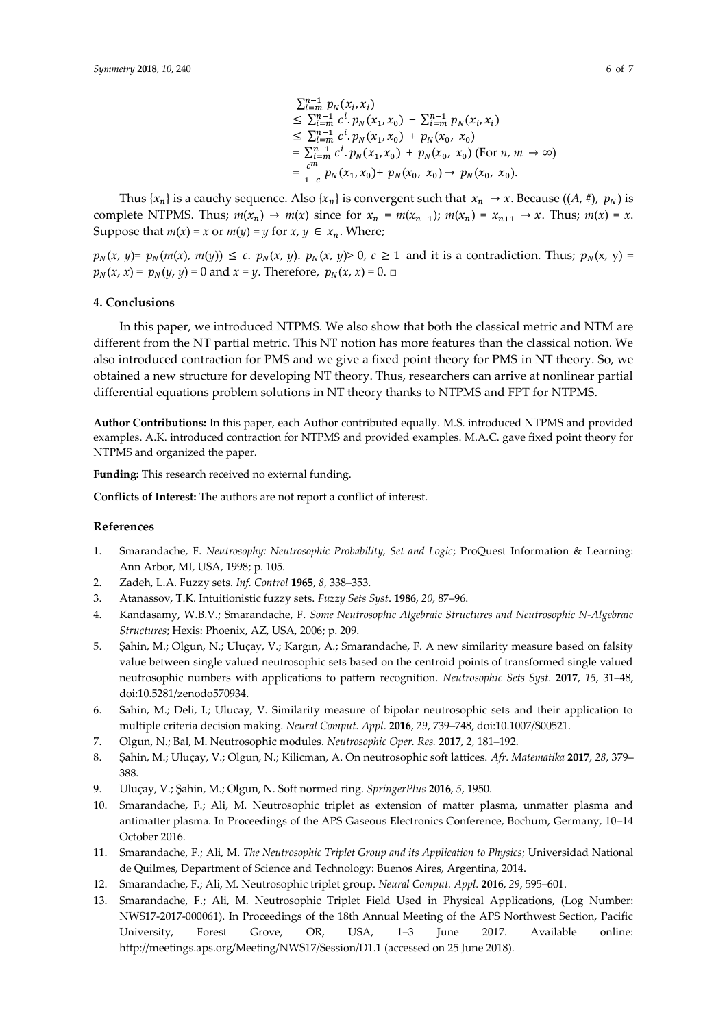$$
\begin{aligned}
&\sum_{i=m}^{n-1} p_N(x_i, x_i) \\
&\leq \sum_{i=m}^{n-1} c^i . p_N(x_1, x_0) - \sum_{i=m}^{n-1} p_N(x_i, x_i) \\
&\leq \sum_{i=m}^{n-1} c^i . p_N(x_1, x_0) + p_N(x_0, x_0) \\
&= \sum_{i=m}^{n-1} c^i . p_N(x_1, x_0) + p_N(x_0, x_0) \text{ (For } n, m \to \infty) \\
&= \frac{c^m}{1-c} p_N(x_1, x_0) + p_N(x_0, x_0) \to p_N(x_0, x_0).
\end{aligned}
$$

Thus $\{x_n\}$ is a cauchy sequence. Also $\{x_n\}$ is convergent such that $x_n \to x$. Because $((A, \#), p_N)$ is complete NTPMS. Thus; $m(x_n) \to m(x)$ since for $x_n = m(x_{n-1})$; $m(x_n) = x_{n+1} \to x$. Thus; $m(x) = x$. Suppose that $m(x) = x$ or $m(y) = y$ for $x, y \in x_n$. Where;

$p_N(x, y) = p_N(m(x), m(y)) \leq c.\ p_N(x, y)$. $p_N(x, y) > 0$, $c \geq 1$ and it is a contradiction. Thus; $p_N(x, y) = p_N(x, x) = p_N(y, y) = 0$ and $x = y$. Therefore, $p_N(x, x) = 0$. □

## 4. Conclusions

In this paper, we introduced NTPMS. We also show that both the classical metric and NTM are different from the NT partial metric. This NT notion has more features than the classical notion. We also introduced contraction for PMS and we give a fixed point theory for PMS in NT theory. So, we obtained a new structure for developing NT theory. Thus, researchers can arrive at nonlinear partial differential equations problem solutions in NT theory thanks to NTPMS and FPT for NTPMS.

**Author Contributions:** In this paper, each Author contributed equally. M.S. introduced NTPMS and provided examples. A.K. introduced contraction for NTPMS and provided examples. M.A.C. gave fixed point theory for NTPMS and organized the paper.

**Funding:** This research received no external funding.

**Conflicts of Interest:** The authors are not report a conflict of interest.

## References

1. Smarandache, F. *Neutrosophy: Neutrosophic Probability, Set and Logic*; ProQuest Information & Learning: Ann Arbor, MI, USA, 1998; p. 105.
2. Zadeh, L.A. Fuzzy sets. *Inf. Control* **1965**, *8*, 338–353.
3. Atanassov, T.K. Intuitionistic fuzzy sets. *Fuzzy Sets Syst*. **1986**, *20*, 87–96.
4. Kandasamy, W.B.V.; Smarandache, F. *Some Neutrosophic Algebraic Structures and Neutrosophic N-Algebraic Structures*; Hexis: Phoenix, AZ, USA, 2006; p. 209.
5. Şahin, M.; Olgun, N.; Uluçay, V.; Kargın, A.; Smarandache, F. A new similarity measure based on falsity value between single valued neutrosophic sets based on the centroid points of transformed single valued neutrosophic numbers with applications to pattern recognition. *Neutrosophic Sets Syst.* **2017**, *15*, 31–48, doi:10.5281/zenodo570934.
6. Sahin, M.; Deli, I.; Ulucay, V. Similarity measure of bipolar neutrosophic sets and their application to multiple criteria decision making. *Neural Comput. Appl*. **2016**, *29*, 739–748, doi:10.1007/S00521.
7. Olgun, N.; Bal, M. Neutrosophic modules. *Neutrosophic Oper. Res.* **2017**, *2*, 181–192.
8. Şahin, M.; Uluçay, V.; Olgun, N.; Kilicman, A. On neutrosophic soft lattices. *Afr. Matematika* **2017**, *28*, 379–388.
9. Uluçay, V.; Şahin, M.; Olgun, N. Soft normed ring. *SpringerPlus* **2016**, *5*, 1950.
10. Smarandache, F.; Ali, M. Neutrosophic triplet as extension of matter plasma, unmatter plasma and antimatter plasma. In Proceedings of the APS Gaseous Electronics Conference, Bochum, Germany, 10–14 October 2016.
11. Smarandache, F.; Ali, M. *The Neutrosophic Triplet Group and its Application to Physics*; Universidad National de Quilmes, Department of Science and Technology: Buenos Aires, Argentina, 2014.
12. Smarandache, F.; Ali, M. Neutrosophic triplet group. *Neural Comput. Appl.* **2016**, *29*, 595–601.
13. Smarandache, F.; Ali, M. Neutrosophic Triplet Field Used in Physical Applications, (Log Number: NWS17-2017-000061). In Proceedings of the 18th Annual Meeting of the APS Northwest Section, Pacific University, Forest Grove, OR, USA, 1–3 June 2017. Available online: http://meetings.aps.org/Meeting/NWS17/Session/D1.1 (accessed on 25 June 2018).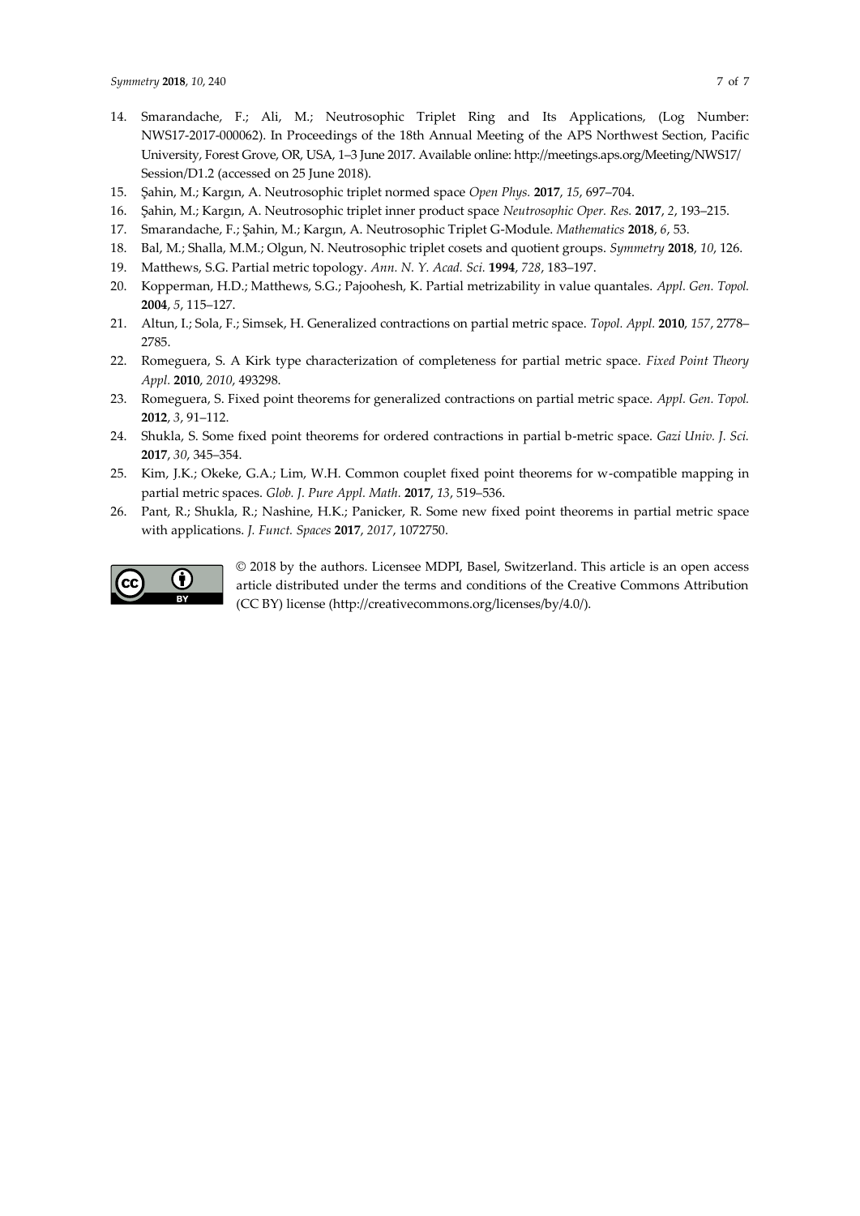14. Smarandache, F.; Ali, M.; Neutrosophic Triplet Ring and Its Applications, (Log Number: NWS17-2017-000062). In Proceedings of the 18th Annual Meeting of the APS Northwest Section, Pacific University, Forest Grove, OR, USA, 1–3 June 2017. Available online: http://meetings.aps.org/Meeting/NWS17/Session/D1.2 (accessed on 25 June 2018).
15. Şahin, M.; Kargın, A. Neutrosophic triplet normed space *Open Phys.* **2017**, *15*, 697–704.
16. Şahin, M.; Kargın, A. Neutrosophic triplet inner product space *Neutrosophic Oper. Res.* **2017**, *2*, 193–215.
17. Smarandache, F.; Şahin, M.; Kargın, A. Neutrosophic Triplet G-Module. *Mathematics* **2018**, *6*, 53.
18. Bal, M.; Shalla, M.M.; Olgun, N. Neutrosophic triplet cosets and quotient groups. *Symmetry* **2018**, *10*, 126.
19. Matthews, S.G. Partial metric topology. *Ann. N. Y. Acad. Sci.* **1994**, *728*, 183–197.
20. Kopperman, H.D.; Matthews, S.G.; Pajoohesh, K. Partial metrizability in value quantales. *Appl. Gen. Topol.* **2004**, *5*, 115–127.
21. Altun, I.; Sola, F.; Simsek, H. Generalized contractions on partial metric space. *Topol. Appl.* **2010**, *157*, 2778–2785.
22. Romeguera, S. A Kirk type characterization of completeness for partial metric space. *Fixed Point Theory Appl.* **2010**, *2010*, 493298.
23. Romeguera, S. Fixed point theorems for generalized contractions on partial metric space. *Appl. Gen. Topol.* **2012**, *3*, 91–112.
24. Shukla, S. Some fixed point theorems for ordered contractions in partial b-metric space. *Gazi Univ. J. Sci.* **2017**, *30*, 345–354.
25. Kim, J.K.; Okeke, G.A.; Lim, W.H. Common couplet fixed point theorems for w-compatible mapping in partial metric spaces. *Glob. J. Pure Appl. Math.* **2017**, *13*, 519–536.
26. Pant, R.; Shukla, R.; Nashine, H.K.; Panicker, R. Some new fixed point theorems in partial metric space with applications. *J. Funct. Spaces* **2017**, *2017*, 1072750.

© 2018 by the authors. Licensee MDPI, Basel, Switzerland. This article is an open access article distributed under the terms and conditions of the Creative Commons Attribution (CC BY) license (http://creativecommons.org/licenses/by/4.0/).